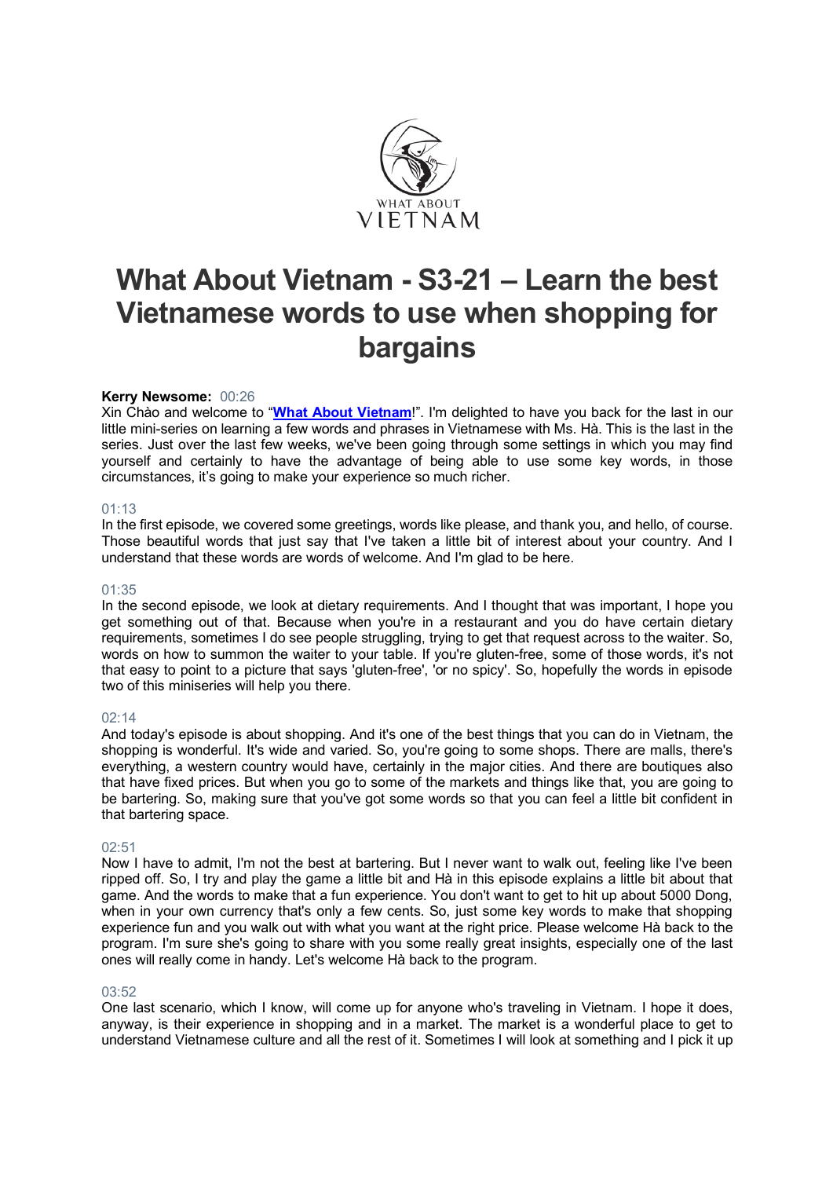# What About Vietnam - S3-21 – Learn the best Vietnamese words to use when shopping for bargains

**Kerry Newsome:** 00:26
Xin Chào and welcome to "**What About Vietnam**!". I'm delighted to have you back for the last in our little mini-series on learning a few words and phrases in Vietnamese with Ms. Hà. This is the last in the series. Just over the last few weeks, we've been going through some settings in which you may find yourself and certainly to have the advantage of being able to use some key words, in those circumstances, it's going to make your experience so much richer.

01:13
In the first episode, we covered some greetings, words like please, and thank you, and hello, of course. Those beautiful words that just say that I've taken a little bit of interest about your country. And I understand that these words are words of welcome. And I'm glad to be here.

01:35
In the second episode, we look at dietary requirements. And I thought that was important, I hope you get something out of that. Because when you're in a restaurant and you do have certain dietary requirements, sometimes I do see people struggling, trying to get that request across to the waiter. So, words on how to summon the waiter to your table. If you're gluten-free, some of those words, it's not that easy to point to a picture that says 'gluten-free', 'or no spicy'. So, hopefully the words in episode two of this miniseries will help you there.

02:14
And today's episode is about shopping. And it's one of the best things that you can do in Vietnam, the shopping is wonderful. It's wide and varied. So, you're going to some shops. There are malls, there's everything, a western country would have, certainly in the major cities. And there are boutiques also that have fixed prices. But when you go to some of the markets and things like that, you are going to be bartering. So, making sure that you've got some words so that you can feel a little bit confident in that bartering space.

02:51
Now I have to admit, I'm not the best at bartering. But I never want to walk out, feeling like I've been ripped off. So, I try and play the game a little bit and Hà in this episode explains a little bit about that game. And the words to make that a fun experience. You don't want to get to hit up about 5000 Dong, when in your own currency that's only a few cents. So, just some key words to make that shopping experience fun and you walk out with what you want at the right price. Please welcome Hà back to the program. I'm sure she's going to share with you some really great insights, especially one of the last ones will really come in handy. Let's welcome Hà back to the program.

03:52
One last scenario, which I know, will come up for anyone who's traveling in Vietnam. I hope it does, anyway, is their experience in shopping and in a market. The market is a wonderful place to get to understand Vietnamese culture and all the rest of it. Sometimes I will look at something and I pick it up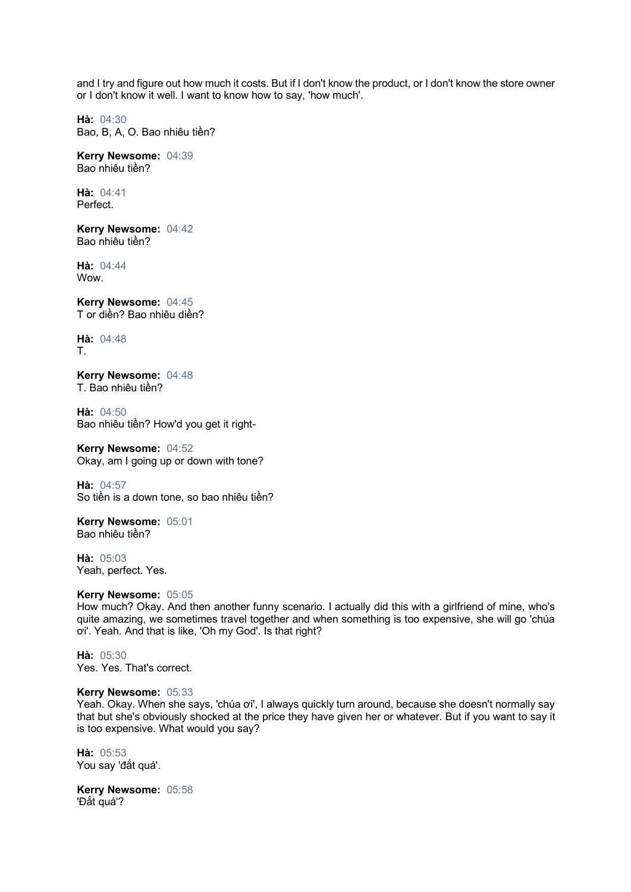and I try and figure out how much it costs. But if I don't know the product, or I don't know the store owner or I don't know it well. I want to know how to say, 'how much'.

**Hà:** 04:30
Bao, B, A, O. Bao nhiêu tiền?

**Kerry Newsome:** 04:39
Bao nhiêu tiền?

**Hà:** 04:41
Perfect.

**Kerry Newsome:** 04:42
Bao nhiêu tiền?

**Hà:** 04:44
Wow.

**Kerry Newsome:** 04:45
T or diền? Bao nhiêu diền?

**Hà:** 04:48
T.

**Kerry Newsome:** 04:48
T. Bao nhiêu tiền?

**Hà:** 04:50
Bao nhiêu tiền? How'd you get it right-

**Kerry Newsome:** 04:52
Okay, am I going up or down with tone?

**Hà:** 04:57
So tiền is a down tone, so bao nhiêu tiền?

**Kerry Newsome:** 05:01
Bao nhiêu tiền?

**Hà:** 05:03
Yeah, perfect. Yes.

**Kerry Newsome:** 05:05
How much? Okay. And then another funny scenario. I actually did this with a girlfriend of mine, who's quite amazing, we sometimes travel together and when something is too expensive, she will go 'chúa ơi'. Yeah. And that is like, 'Oh my God'. Is that right?

**Hà:** 05:30
Yes. Yes. That's correct.

**Kerry Newsome:** 05:33
Yeah. Okay. When she says, 'chúa ơi', I always quickly turn around, because she doesn't normally say that but she's obviously shocked at the price they have given her or whatever. But if you want to say it is too expensive. What would you say?

**Hà:** 05:53
You say 'đắt quá'.

**Kerry Newsome:** 05:58
'Đắt quá'?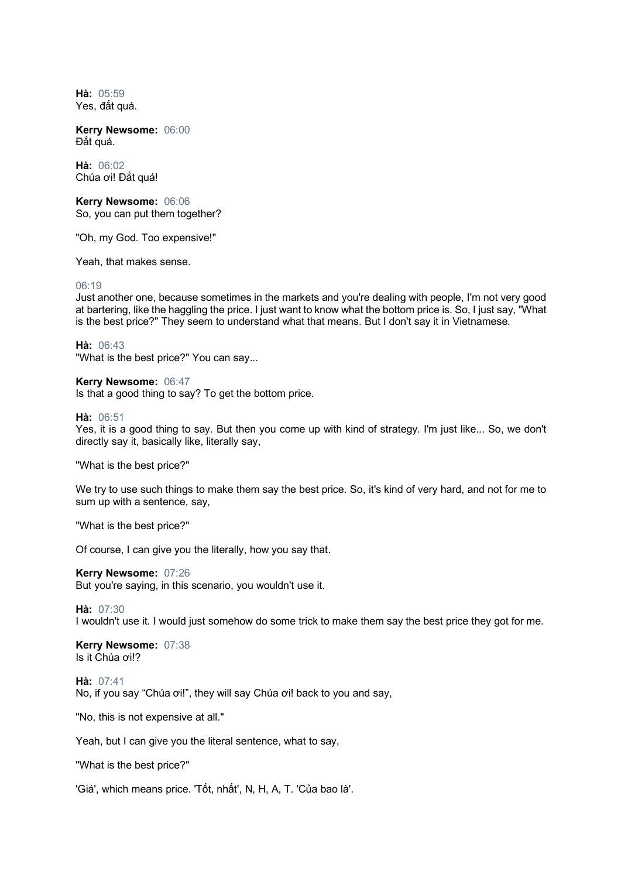**Hà:** 05:59
Yes, đắt quá.

**Kerry Newsome:** 06:00
Đắt quá.

**Hà:** 06:02
Chúa ơi! Đắt quá!

**Kerry Newsome:** 06:06
So, you can put them together?

"Oh, my God. Too expensive!"

Yeah, that makes sense.

06:19
Just another one, because sometimes in the markets and you're dealing with people, I'm not very good at bartering, like the haggling the price. I just want to know what the bottom price is. So, I just say, "What is the best price?" They seem to understand what that means. But I don't say it in Vietnamese.

**Hà:** 06:43
"What is the best price?" You can say...

**Kerry Newsome:** 06:47
Is that a good thing to say? To get the bottom price.

**Hà:** 06:51
Yes, it is a good thing to say. But then you come up with kind of strategy. I'm just like... So, we don't directly say it, basically like, literally say,

"What is the best price?"

We try to use such things to make them say the best price. So, it's kind of very hard, and not for me to sum up with a sentence, say,

"What is the best price?"

Of course, I can give you the literally, how you say that.

**Kerry Newsome:** 07:26
But you're saying, in this scenario, you wouldn't use it.

**Hà:** 07:30
I wouldn't use it. I would just somehow do some trick to make them say the best price they got for me.

**Kerry Newsome:** 07:38
Is it Chúa ơi!?

**Hà:** 07:41
No, if you say "Chúa ơi!", they will say Chúa ơi! back to you and say,

"No, this is not expensive at all."

Yeah, but I can give you the literal sentence, what to say,

"What is the best price?"

'Giá', which means price. 'Tốt, nhất', N, H, A, T. 'Của bao là'.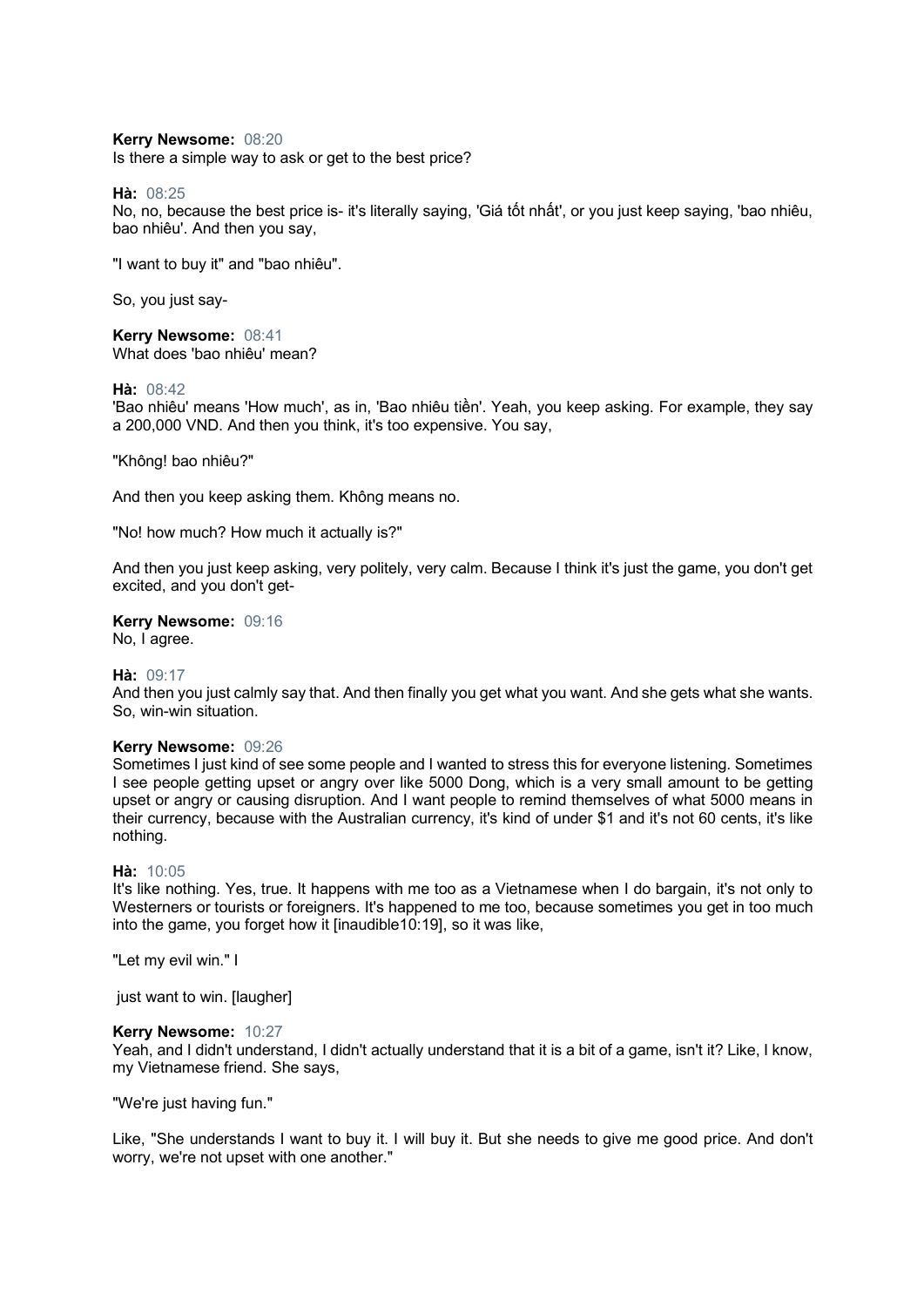**Kerry Newsome:** 08:20
Is there a simple way to ask or get to the best price?

**Hà:** 08:25
No, no, because the best price is- it's literally saying, 'Giá tốt nhất', or you just keep saying, 'bao nhiêu, bao nhiêu'. And then you say,

"I want to buy it" and "bao nhiêu".

So, you just say-

**Kerry Newsome:** 08:41
What does 'bao nhiêu' mean?

**Hà:** 08:42
'Bao nhiêu' means 'How much', as in, 'Bao nhiêu tiền'. Yeah, you keep asking. For example, they say a 200,000 VND. And then you think, it's too expensive. You say,

"Không! bao nhiêu?"

And then you keep asking them. Không means no.

"No! how much? How much it actually is?"

And then you just keep asking, very politely, very calm. Because I think it's just the game, you don't get excited, and you don't get-

**Kerry Newsome:** 09:16
No, I agree.

**Hà:** 09:17
And then you just calmly say that. And then finally you get what you want. And she gets what she wants. So, win-win situation.

**Kerry Newsome:** 09:26
Sometimes I just kind of see some people and I wanted to stress this for everyone listening. Sometimes I see people getting upset or angry over like 5000 Dong, which is a very small amount to be getting upset or angry or causing disruption. And I want people to remind themselves of what 5000 means in their currency, because with the Australian currency, it's kind of under $1 and it's not 60 cents, it's like nothing.

**Hà:** 10:05
It's like nothing. Yes, true. It happens with me too as a Vietnamese when I do bargain, it's not only to Westerners or tourists or foreigners. It's happened to me too, because sometimes you get in too much into the game, you forget how it [inaudible10:19], so it was like,

"Let my evil win." I

just want to win. [laugher]

**Kerry Newsome:** 10:27
Yeah, and I didn't understand, I didn't actually understand that it is a bit of a game, isn't it? Like, I know, my Vietnamese friend. She says,

"We're just having fun."

Like, "She understands I want to buy it. I will buy it. But she needs to give me good price. And don't worry, we're not upset with one another."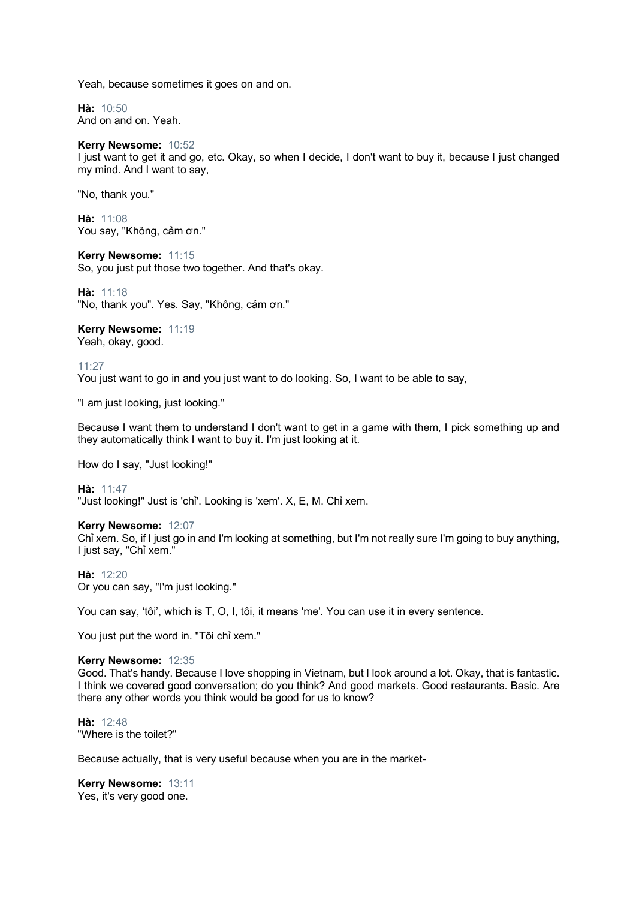Yeah, because sometimes it goes on and on.

**Hà:** 10:50
And on and on. Yeah.

**Kerry Newsome:** 10:52
I just want to get it and go, etc. Okay, so when I decide, I don't want to buy it, because I just changed my mind. And I want to say,

"No, thank you."

**Hà:** 11:08
You say, "Không, cảm ơn."

**Kerry Newsome:** 11:15
So, you just put those two together. And that's okay.

**Hà:** 11:18
"No, thank you". Yes. Say, "Không, cảm ơn."

**Kerry Newsome:** 11:19
Yeah, okay, good.

11:27
You just want to go in and you just want to do looking. So, I want to be able to say,

"I am just looking, just looking."

Because I want them to understand I don't want to get in a game with them, I pick something up and they automatically think I want to buy it. I'm just looking at it.

How do I say, "Just looking!"

**Hà:** 11:47
"Just looking!" Just is 'chỉ'. Looking is 'xem'. X, E, M. Chỉ xem.

**Kerry Newsome:** 12:07
Chỉ xem. So, if I just go in and I'm looking at something, but I'm not really sure I'm going to buy anything, I just say, "Chỉ xem."

**Hà:** 12:20
Or you can say, "I'm just looking."

You can say, 'tôi', which is T, O, I, tôi, it means 'me'. You can use it in every sentence.

You just put the word in. "Tôi chỉ xem."

**Kerry Newsome:** 12:35
Good. That's handy. Because I love shopping in Vietnam, but I look around a lot. Okay, that is fantastic. I think we covered good conversation; do you think? And good markets. Good restaurants. Basic. Are there any other words you think would be good for us to know?

**Hà:** 12:48
"Where is the toilet?"

Because actually, that is very useful because when you are in the market-

**Kerry Newsome:** 13:11
Yes, it's very good one.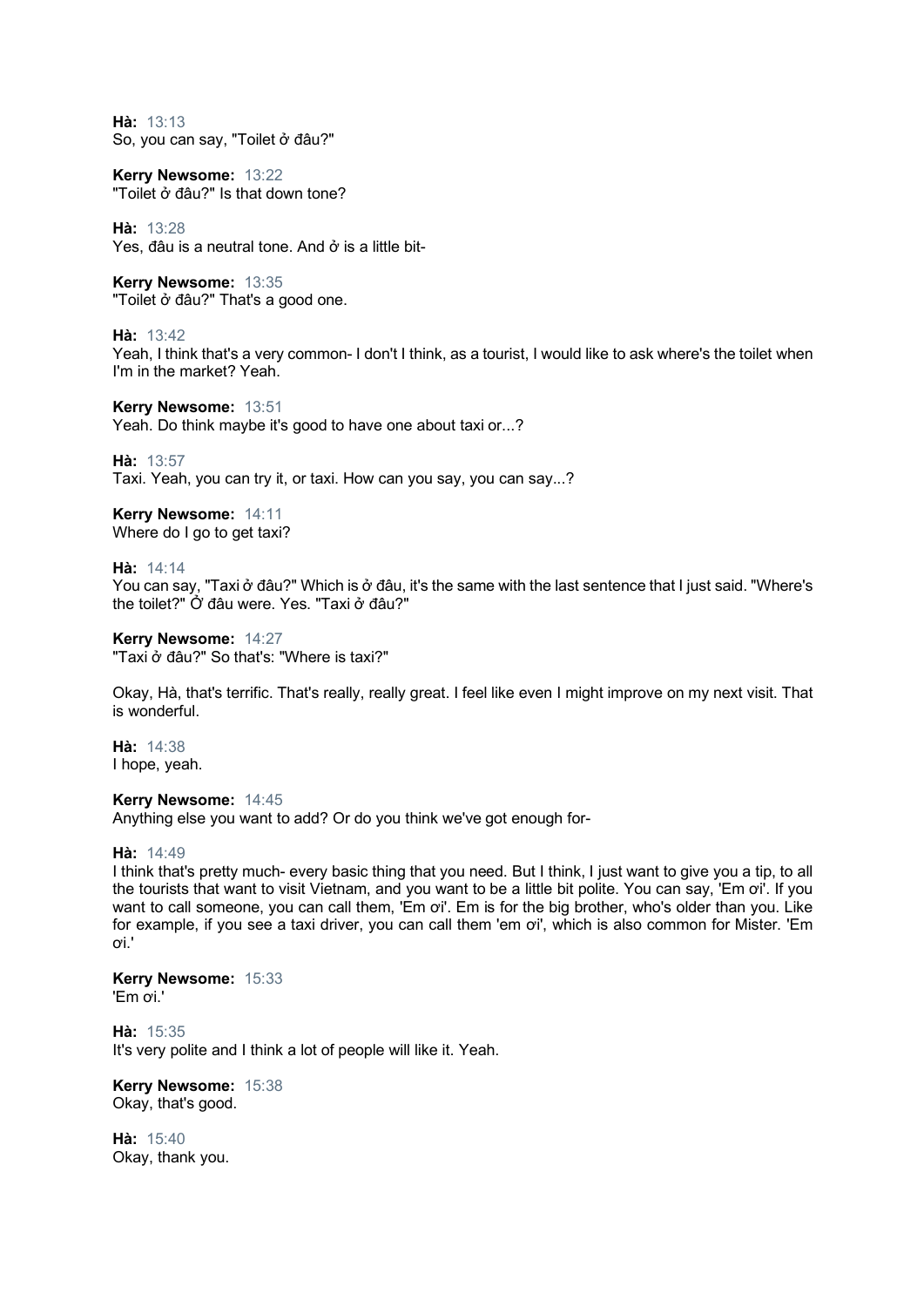**Hà:** 13:13
So, you can say, "Toilet ở đâu?"

**Kerry Newsome:** 13:22
"Toilet ở đâu?" Is that down tone?

**Hà:** 13:28
Yes, đâu is a neutral tone. And ở is a little bit-

**Kerry Newsome:** 13:35
"Toilet ở đâu?" That's a good one.

**Hà:** 13:42
Yeah, I think that's a very common- I don't I think, as a tourist, I would like to ask where's the toilet when I'm in the market? Yeah.

**Kerry Newsome:** 13:51
Yeah. Do think maybe it's good to have one about taxi or...?

**Hà:** 13:57
Taxi. Yeah, you can try it, or taxi. How can you say, you can say...?

**Kerry Newsome:** 14:11
Where do I go to get taxi?

**Hà:** 14:14
You can say, "Taxi ở đâu?" Which is ở đâu, it's the same with the last sentence that I just said. "Where's the toilet?" Ở đâu were. Yes. "Taxi ở đâu?"

**Kerry Newsome:** 14:27
"Taxi ở đâu?" So that's: "Where is taxi?"

Okay, Hà, that's terrific. That's really, really great. I feel like even I might improve on my next visit. That is wonderful.

**Hà:** 14:38
I hope, yeah.

**Kerry Newsome:** 14:45
Anything else you want to add? Or do you think we've got enough for-

**Hà:** 14:49
I think that's pretty much- every basic thing that you need. But I think, I just want to give you a tip, to all the tourists that want to visit Vietnam, and you want to be a little bit polite. You can say, 'Em ơi'. If you want to call someone, you can call them, 'Em ơi'. Em is for the big brother, who's older than you. Like for example, if you see a taxi driver, you can call them 'em ơi', which is also common for Mister. 'Em ơi.'

**Kerry Newsome:** 15:33
'Em ơi.'

**Hà:** 15:35
It's very polite and I think a lot of people will like it. Yeah.

**Kerry Newsome:** 15:38
Okay, that's good.

**Hà:** 15:40
Okay, thank you.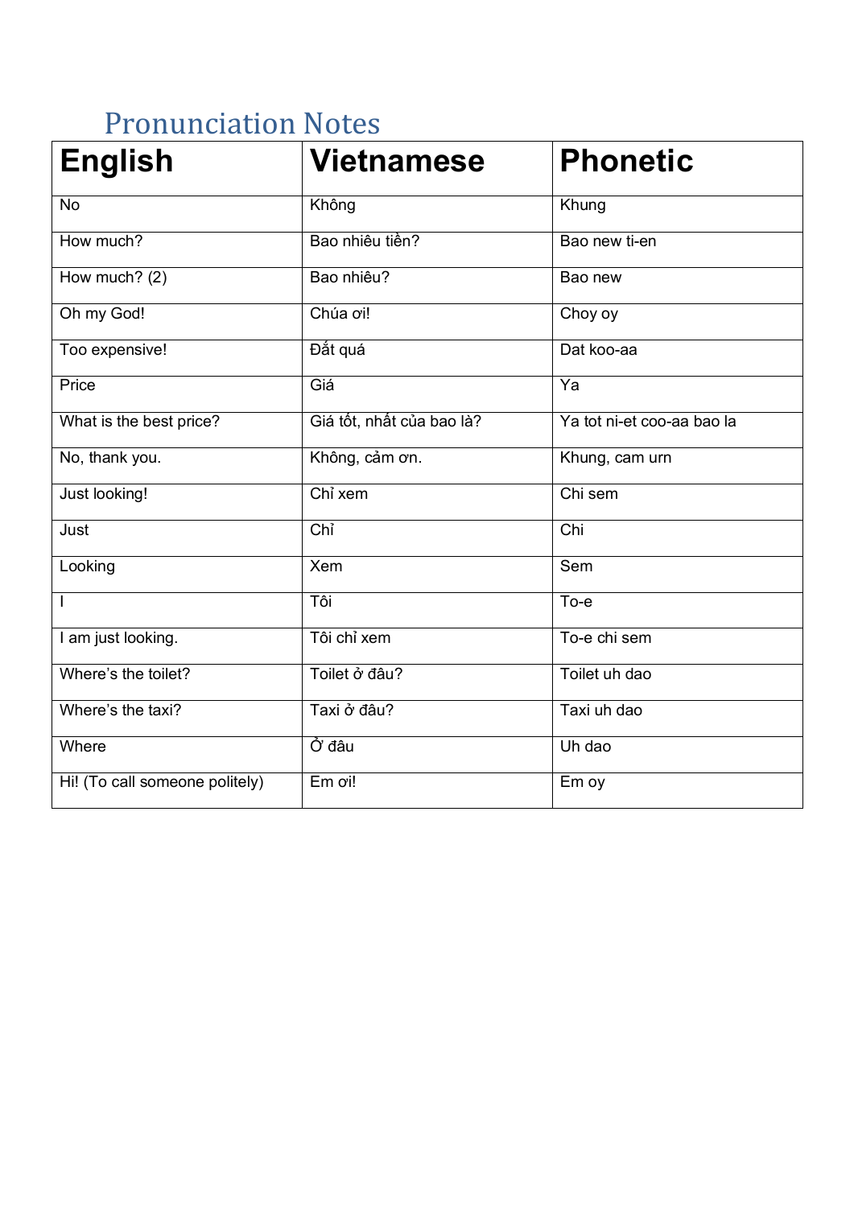## Pronunciation Notes

| English | Vietnamese | Phonetic |
|---|---|---|
| No | Không | Khung |
| How much? | Bao nhiêu tiền? | Bao new ti-en |
| How much? (2) | Bao nhiêu? | Bao new |
| Oh my God! | Chúa ơi! | Choy oy |
| Too expensive! | Đắt quá | Dat koo-aa |
| Price | Giá | Ya |
| What is the best price? | Giá tốt, nhất của bao là? | Ya tot ni-et coo-aa bao la |
| No, thank you. | Không, cảm ơn. | Khung, cam urn |
| Just looking! | Chỉ xem | Chi sem |
| Just | Chỉ | Chi |
| Looking | Xem | Sem |
| I | Tôi | To-e |
| I am just looking. | Tôi chỉ xem | To-e chi sem |
| Where's the toilet? | Toilet ở đâu? | Toilet uh dao |
| Where's the taxi? | Taxi ở đâu? | Taxi uh dao |
| Where | Ở đâu | Uh dao |
| Hi! (To call someone politely) | Em ơi! | Em oy |